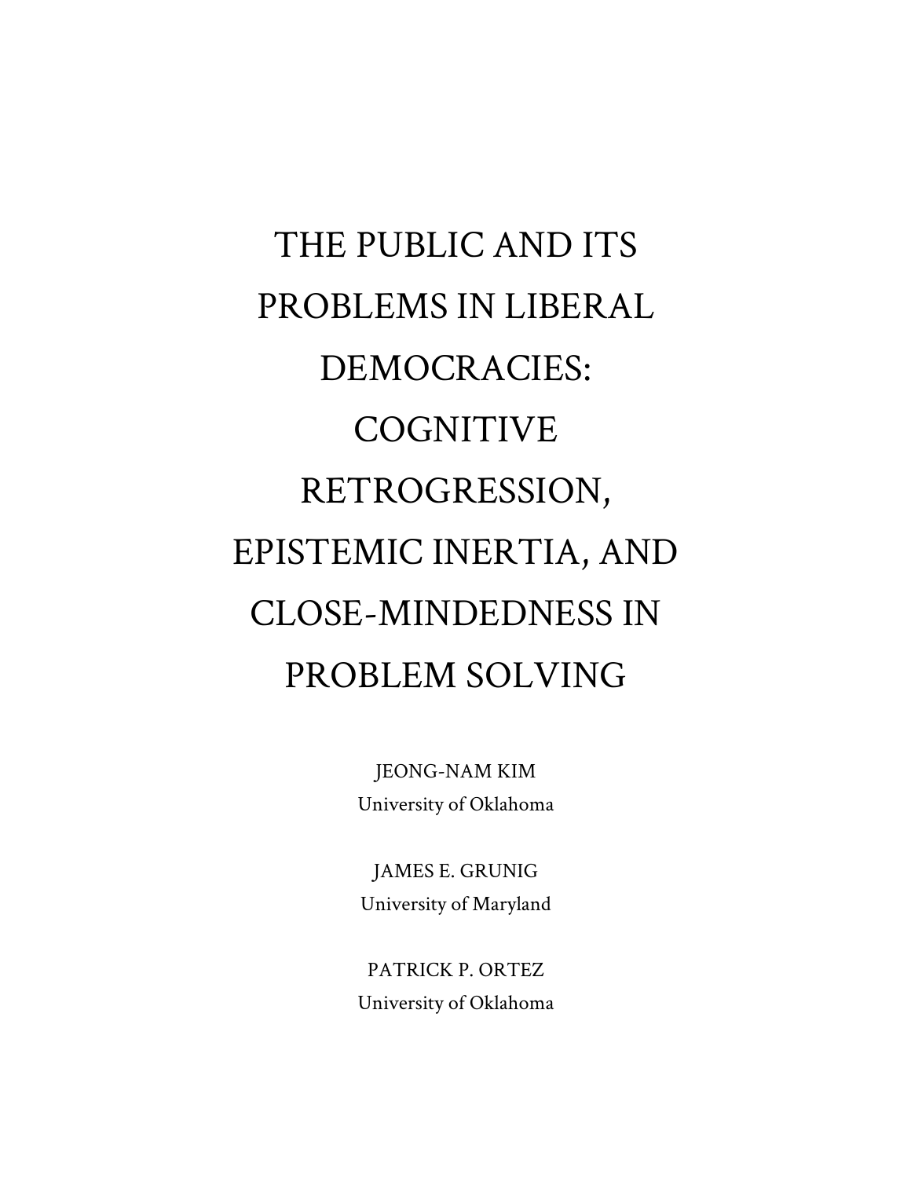# THE PUBLIC AND ITS PROBLEMS IN LIBERAL DEMOCRACIES: COGNITIVE RETROGRESSION, EPISTEMIC INERTIA, AND CLOSE-MINDEDNESS IN PROBLEM SOLVING

JEONG-NAM KIM
University of Oklahoma

JAMES E. GRUNIG
University of Maryland

PATRICK P. ORTEZ
University of Oklahoma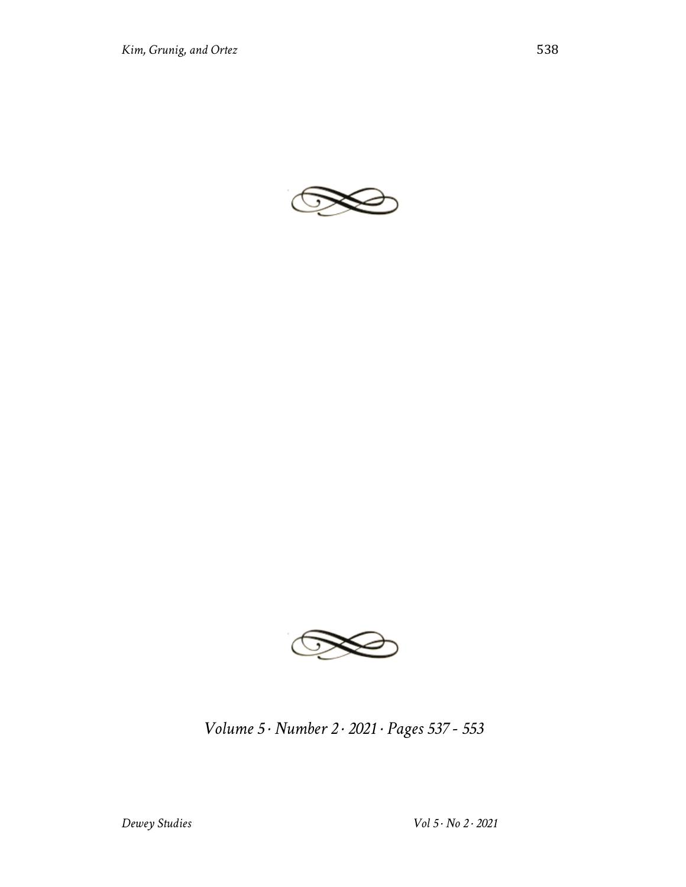*Volume 5 · Number 2 · 2021 · Pages 537 - 553*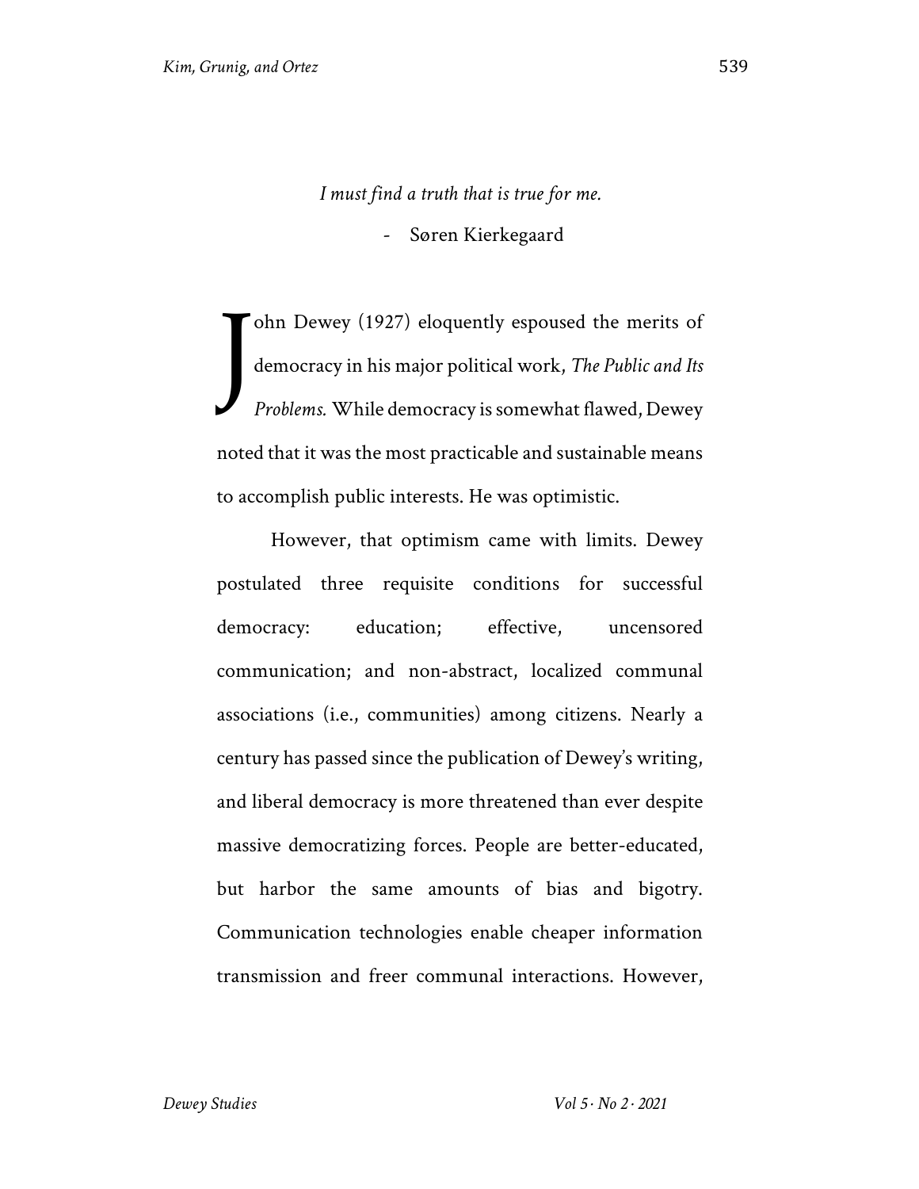*I must find a truth that is true for me.*

- Søren Kierkegaard

John Dewey (1927) eloquently espoused the merits of democracy in his major political work, *The Public and Its Problems.* While democracy is somewhat flawed, Dewey noted that it was the most practicable and sustainable means to accomplish public interests. He was optimistic.

However, that optimism came with limits. Dewey postulated three requisite conditions for successful democracy: education; effective, uncensored communication; and non-abstract, localized communal associations (i.e., communities) among citizens. Nearly a century has passed since the publication of Dewey's writing, and liberal democracy is more threatened than ever despite massive democratizing forces. People are better-educated, but harbor the same amounts of bias and bigotry. Communication technologies enable cheaper information transmission and freer communal interactions. However,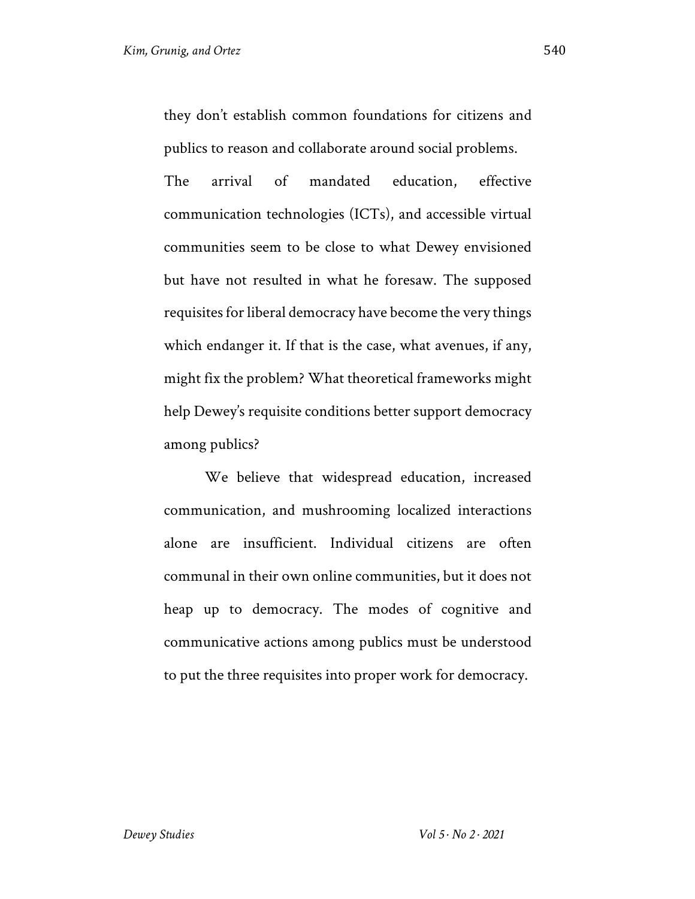they don't establish common foundations for citizens and publics to reason and collaborate around social problems. The arrival of mandated education, effective communication technologies (ICTs), and accessible virtual communities seem to be close to what Dewey envisioned but have not resulted in what he foresaw. The supposed requisites for liberal democracy have become the very things which endanger it. If that is the case, what avenues, if any, might fix the problem? What theoretical frameworks might help Dewey's requisite conditions better support democracy among publics?

We believe that widespread education, increased communication, and mushrooming localized interactions alone are insufficient. Individual citizens are often communal in their own online communities, but it does not heap up to democracy. The modes of cognitive and communicative actions among publics must be understood to put the three requisites into proper work for democracy.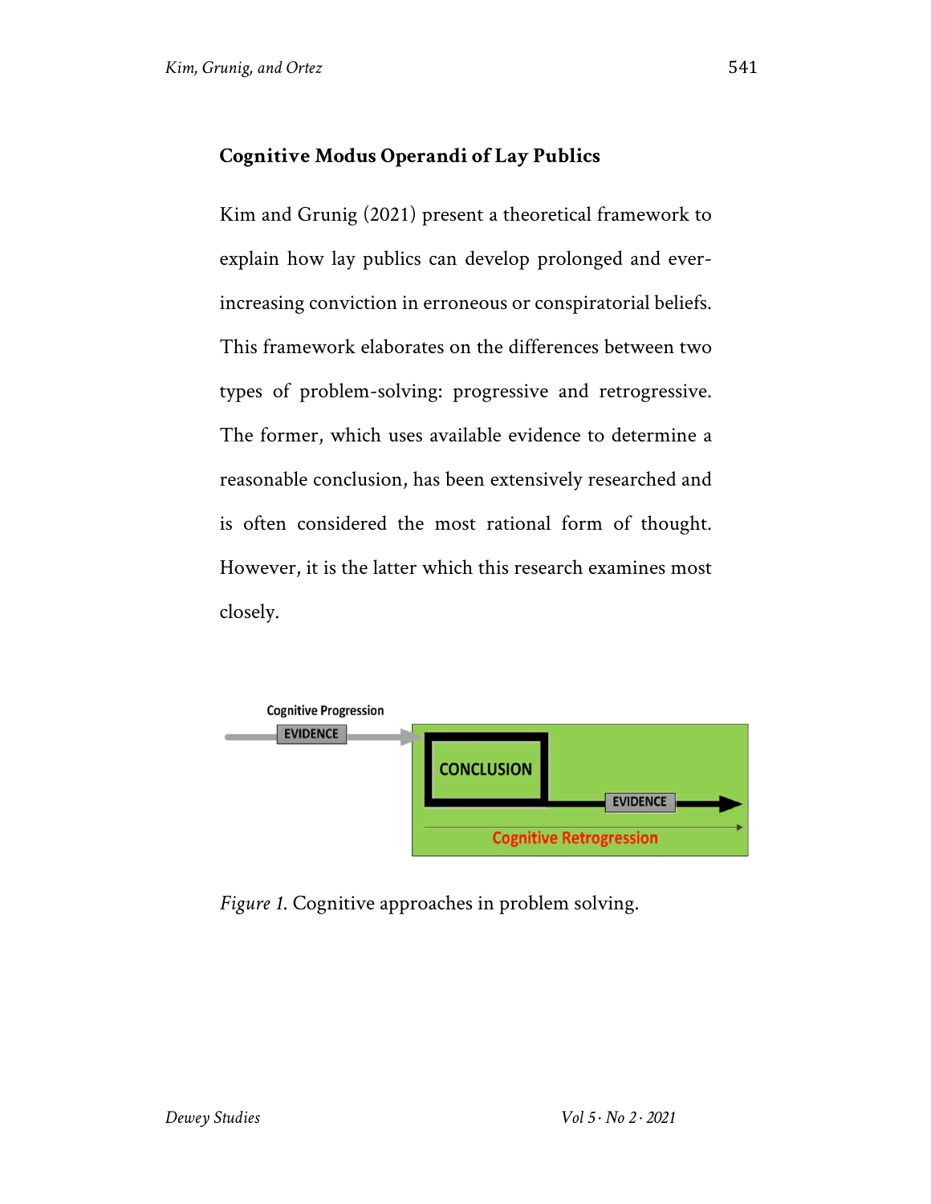## Cognitive Modus Operandi of Lay Publics

Kim and Grunig (2021) present a theoretical framework to explain how lay publics can develop prolonged and ever-increasing conviction in erroneous or conspiratorial beliefs. This framework elaborates on the differences between two types of problem-solving: progressive and retrogressive. The former, which uses available evidence to determine a reasonable conclusion, has been extensively researched and is often considered the most rational form of thought. However, it is the latter which this research examines most closely.

Cognitive Progression

EVIDENCE

CONCLUSION

EVIDENCE

Cognitive Retrogression

*Figure 1.* Cognitive approaches in problem solving.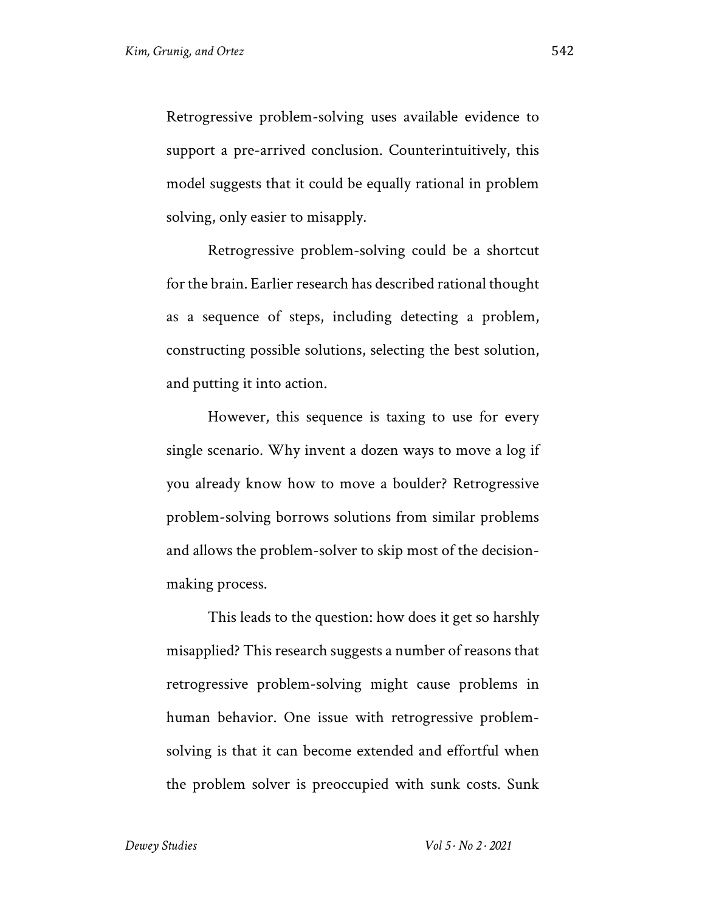Retrogressive problem-solving uses available evidence to support a pre-arrived conclusion. Counterintuitively, this model suggests that it could be equally rational in problem solving, only easier to misapply.

Retrogressive problem-solving could be a shortcut for the brain. Earlier research has described rational thought as a sequence of steps, including detecting a problem, constructing possible solutions, selecting the best solution, and putting it into action.

However, this sequence is taxing to use for every single scenario. Why invent a dozen ways to move a log if you already know how to move a boulder? Retrogressive problem-solving borrows solutions from similar problems and allows the problem-solver to skip most of the decision-making process.

This leads to the question: how does it get so harshly misapplied? This research suggests a number of reasons that retrogressive problem-solving might cause problems in human behavior. One issue with retrogressive problem-solving is that it can become extended and effortful when the problem solver is preoccupied with sunk costs. Sunk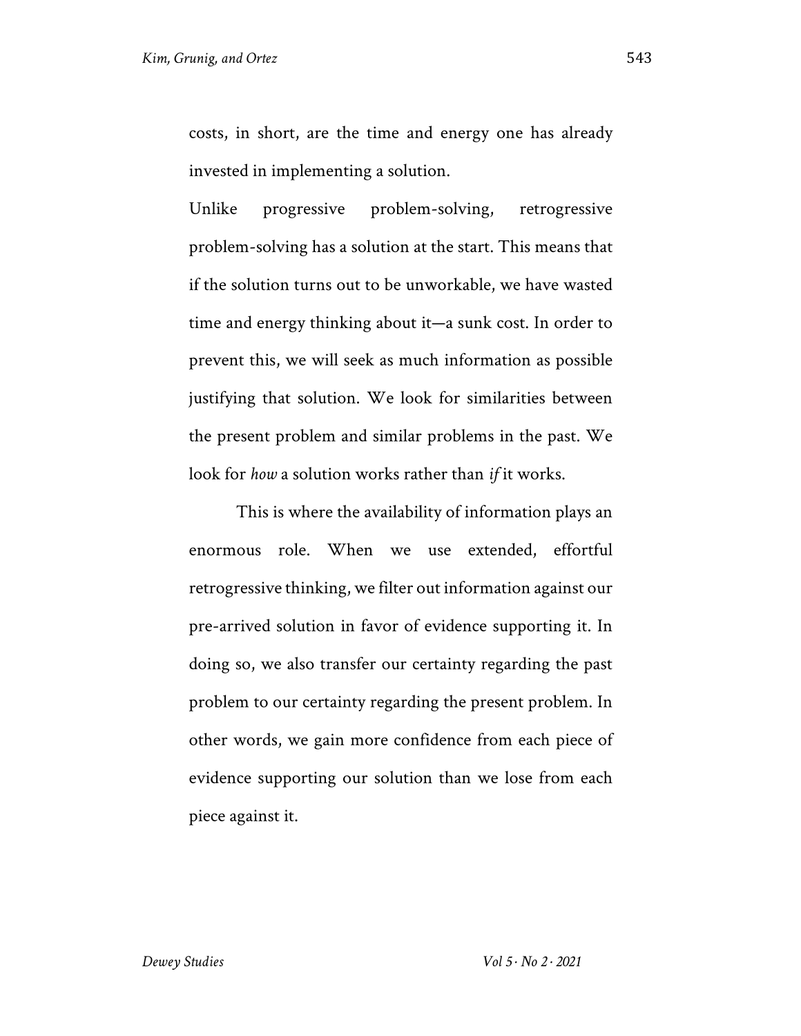costs, in short, are the time and energy one has already invested in implementing a solution.

Unlike progressive problem-solving, retrogressive problem-solving has a solution at the start. This means that if the solution turns out to be unworkable, we have wasted time and energy thinking about it—a sunk cost. In order to prevent this, we will seek as much information as possible justifying that solution. We look for similarities between the present problem and similar problems in the past. We look for *how* a solution works rather than *if* it works.

This is where the availability of information plays an enormous role. When we use extended, effortful retrogressive thinking, we filter out information against our pre-arrived solution in favor of evidence supporting it. In doing so, we also transfer our certainty regarding the past problem to our certainty regarding the present problem. In other words, we gain more confidence from each piece of evidence supporting our solution than we lose from each piece against it.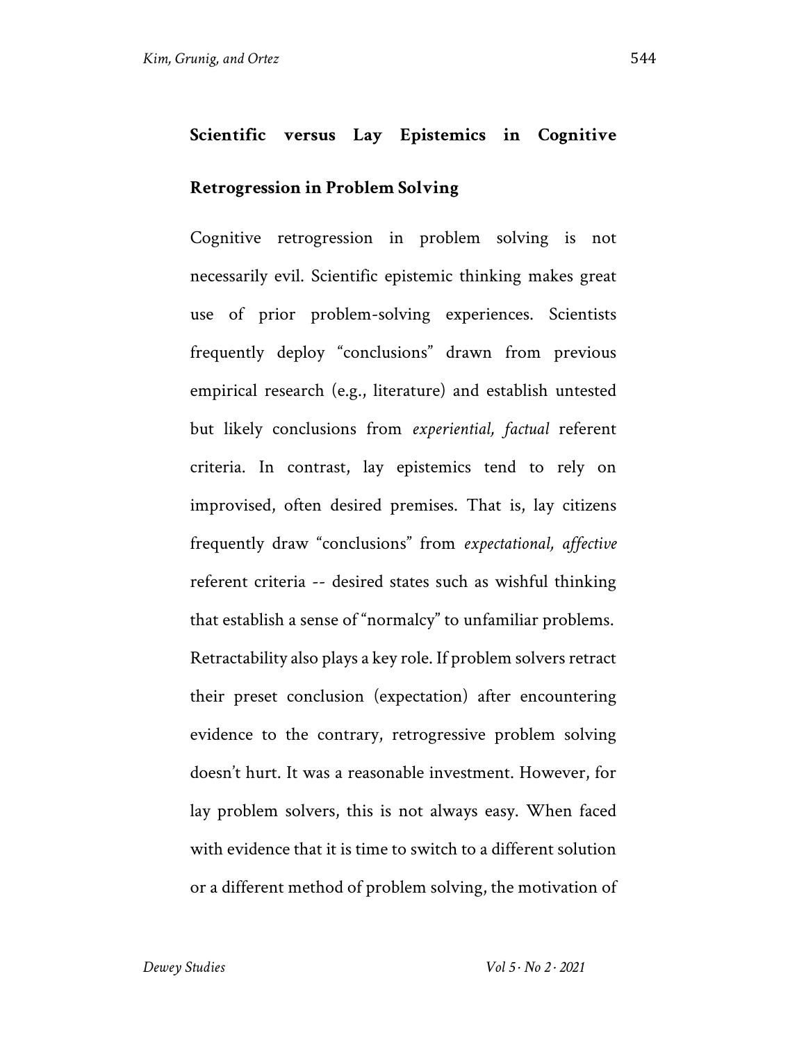## Scientific versus Lay Epistemics in Cognitive Retrogression in Problem Solving

Cognitive retrogression in problem solving is not necessarily evil. Scientific epistemic thinking makes great use of prior problem-solving experiences. Scientists frequently deploy "conclusions" drawn from previous empirical research (e.g., literature) and establish untested but likely conclusions from *experiential, factual* referent criteria. In contrast, lay epistemics tend to rely on improvised, often desired premises. That is, lay citizens frequently draw "conclusions" from *expectational, affective* referent criteria -- desired states such as wishful thinking that establish a sense of "normalcy" to unfamiliar problems. Retractability also plays a key role. If problem solvers retract their preset conclusion (expectation) after encountering evidence to the contrary, retrogressive problem solving doesn't hurt. It was a reasonable investment. However, for lay problem solvers, this is not always easy. When faced with evidence that it is time to switch to a different solution or a different method of problem solving, the motivation of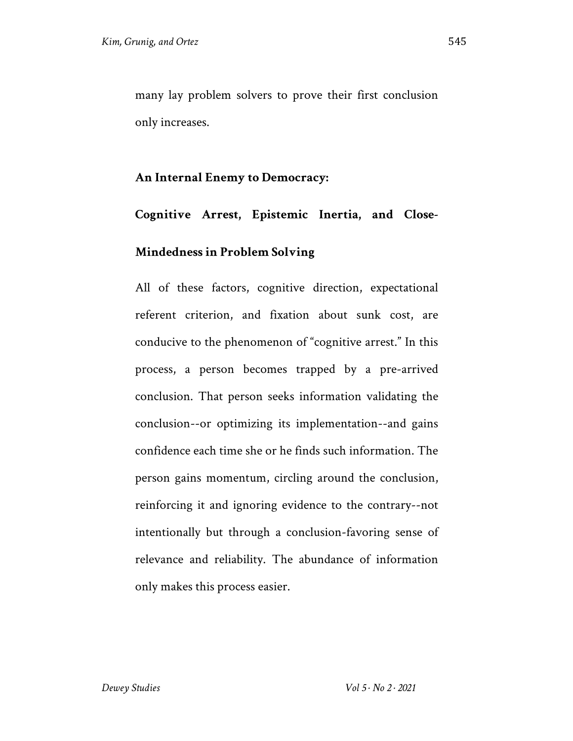many lay problem solvers to prove their first conclusion only increases.

## An Internal Enemy to Democracy: Cognitive Arrest, Epistemic Inertia, and Close-Mindedness in Problem Solving

All of these factors, cognitive direction, expectational referent criterion, and fixation about sunk cost, are conducive to the phenomenon of "cognitive arrest." In this process, a person becomes trapped by a pre-arrived conclusion. That person seeks information validating the conclusion--or optimizing its implementation--and gains confidence each time she or he finds such information. The person gains momentum, circling around the conclusion, reinforcing it and ignoring evidence to the contrary--not intentionally but through a conclusion-favoring sense of relevance and reliability. The abundance of information only makes this process easier.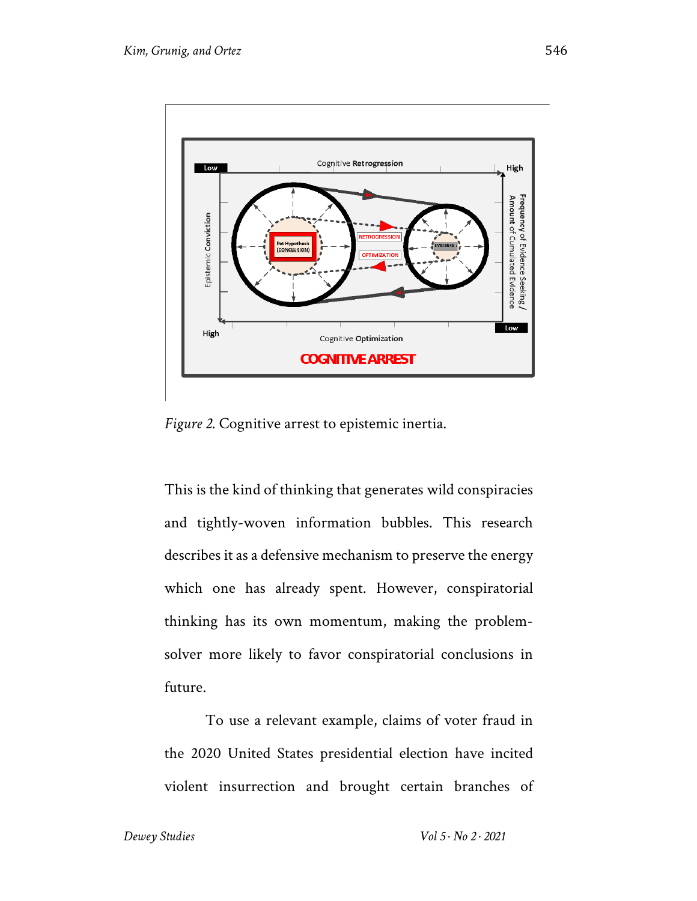*Figure 2.* Cognitive arrest to epistemic inertia.

This is the kind of thinking that generates wild conspiracies and tightly-woven information bubbles. This research describes it as a defensive mechanism to preserve the energy which one has already spent. However, conspiratorial thinking has its own momentum, making the problem-solver more likely to favor conspiratorial conclusions in future.

To use a relevant example, claims of voter fraud in the 2020 United States presidential election have incited violent insurrection and brought certain branches of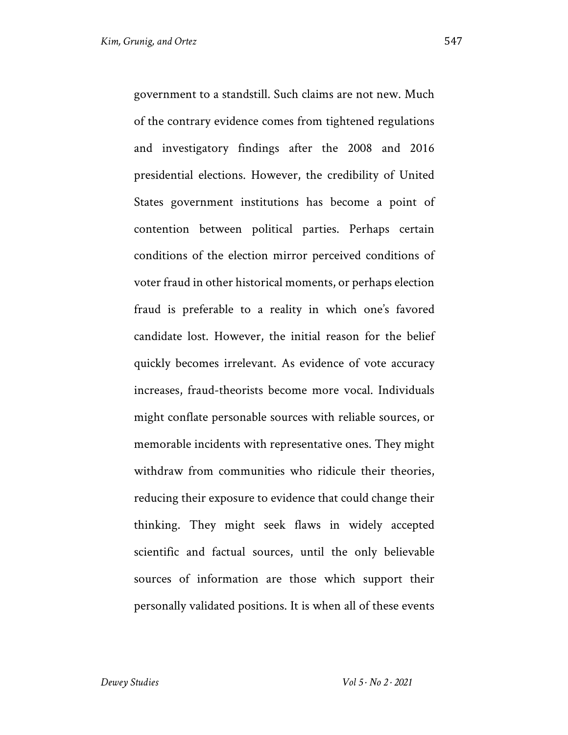government to a standstill. Such claims are not new. Much of the contrary evidence comes from tightened regulations and investigatory findings after the 2008 and 2016 presidential elections. However, the credibility of United States government institutions has become a point of contention between political parties. Perhaps certain conditions of the election mirror perceived conditions of voter fraud in other historical moments, or perhaps election fraud is preferable to a reality in which one's favored candidate lost. However, the initial reason for the belief quickly becomes irrelevant. As evidence of vote accuracy increases, fraud-theorists become more vocal. Individuals might conflate personable sources with reliable sources, or memorable incidents with representative ones. They might withdraw from communities who ridicule their theories, reducing their exposure to evidence that could change their thinking. They might seek flaws in widely accepted scientific and factual sources, until the only believable sources of information are those which support their personally validated positions. It is when all of these events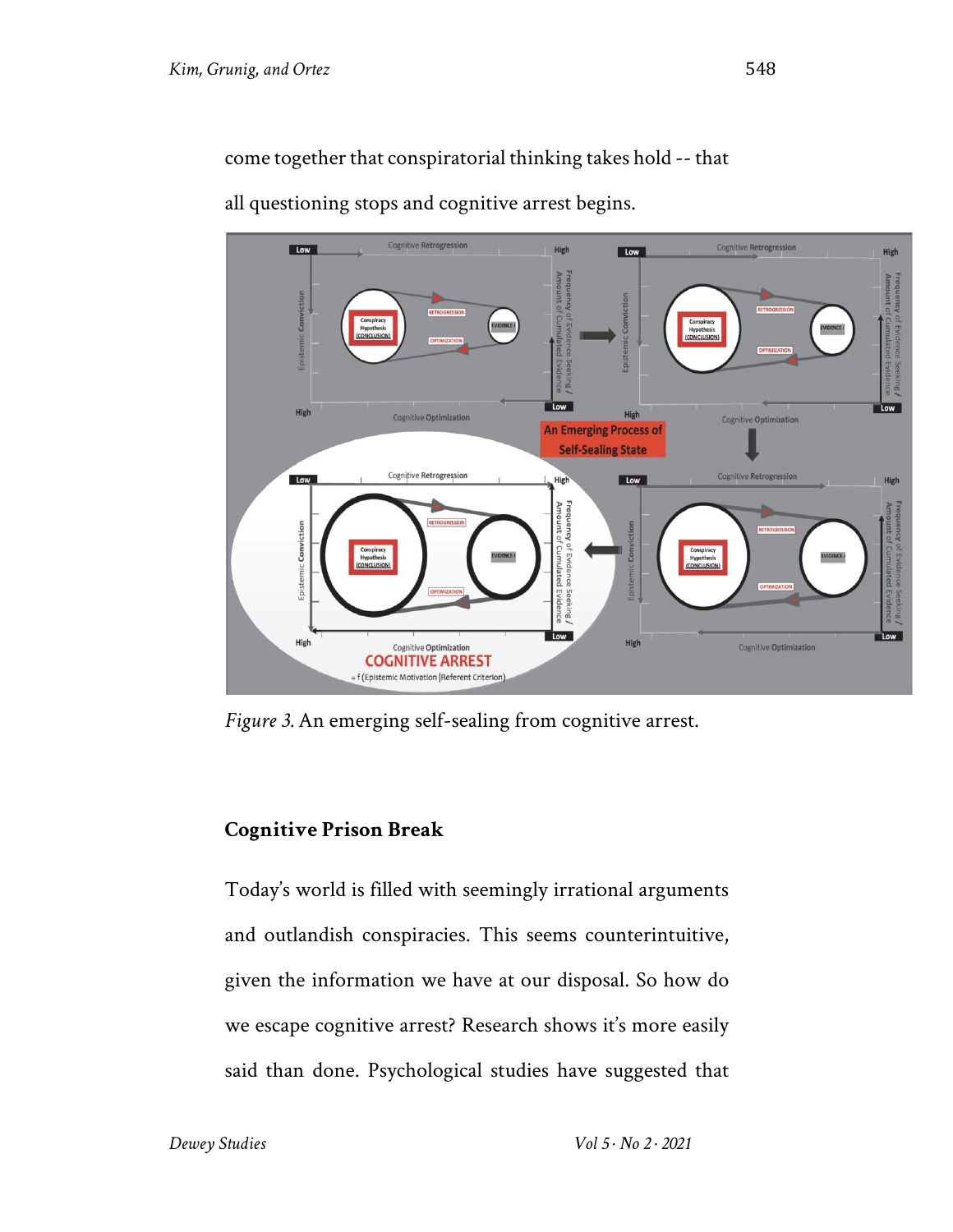come together that conspiratorial thinking takes hold -- that all questioning stops and cognitive arrest begins.

*Figure 3.* An emerging self-sealing from cognitive arrest.

## Cognitive Prison Break

Today's world is filled with seemingly irrational arguments and outlandish conspiracies. This seems counterintuitive, given the information we have at our disposal. So how do we escape cognitive arrest? Research shows it's more easily said than done. Psychological studies have suggested that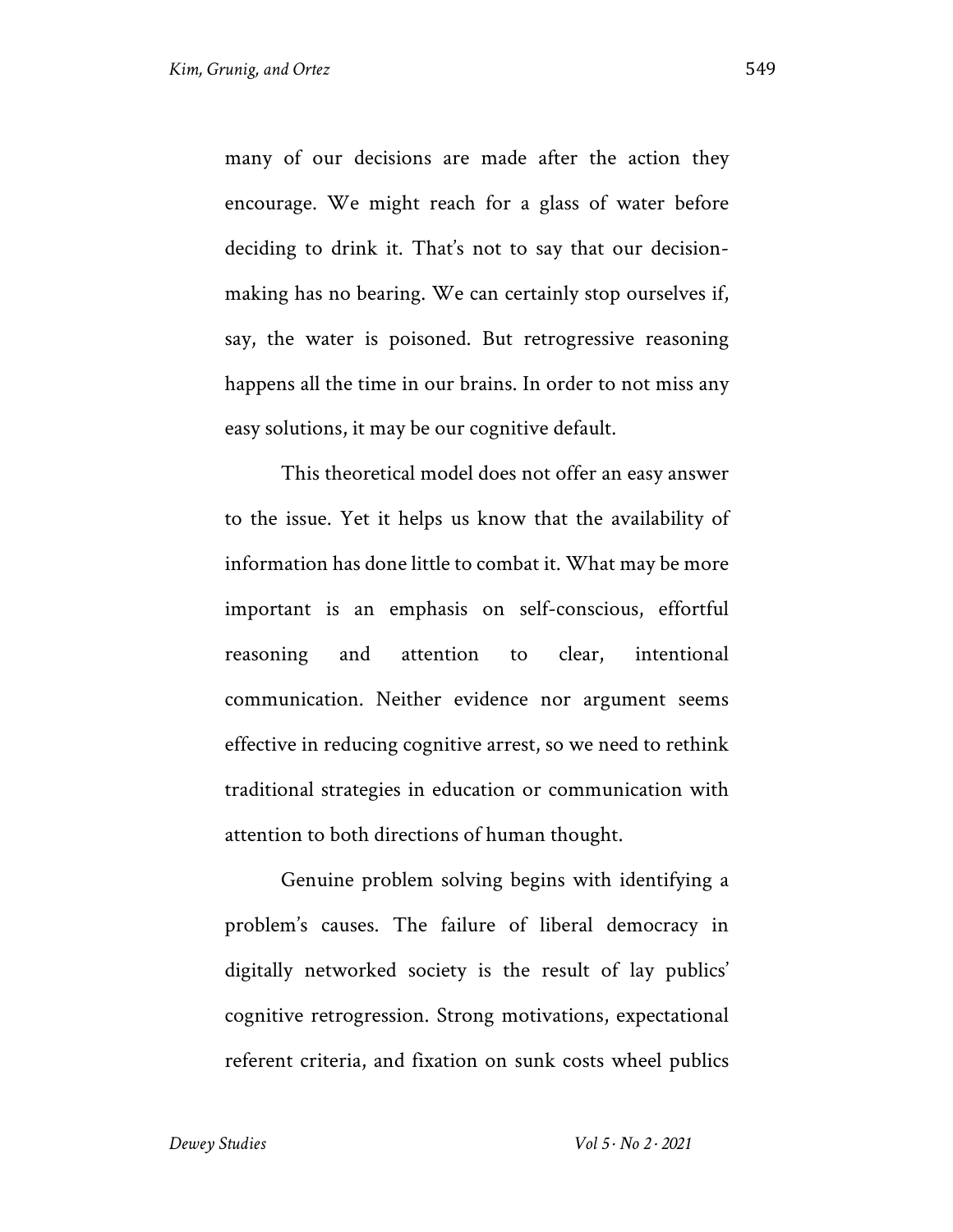many of our decisions are made after the action they encourage. We might reach for a glass of water before deciding to drink it. That's not to say that our decision-making has no bearing. We can certainly stop ourselves if, say, the water is poisoned. But retrogressive reasoning happens all the time in our brains. In order to not miss any easy solutions, it may be our cognitive default.

This theoretical model does not offer an easy answer to the issue. Yet it helps us know that the availability of information has done little to combat it. What may be more important is an emphasis on self-conscious, effortful reasoning and attention to clear, intentional communication. Neither evidence nor argument seems effective in reducing cognitive arrest, so we need to rethink traditional strategies in education or communication with attention to both directions of human thought.

Genuine problem solving begins with identifying a problem's causes. The failure of liberal democracy in digitally networked society is the result of lay publics' cognitive retrogression. Strong motivations, expectational referent criteria, and fixation on sunk costs wheel publics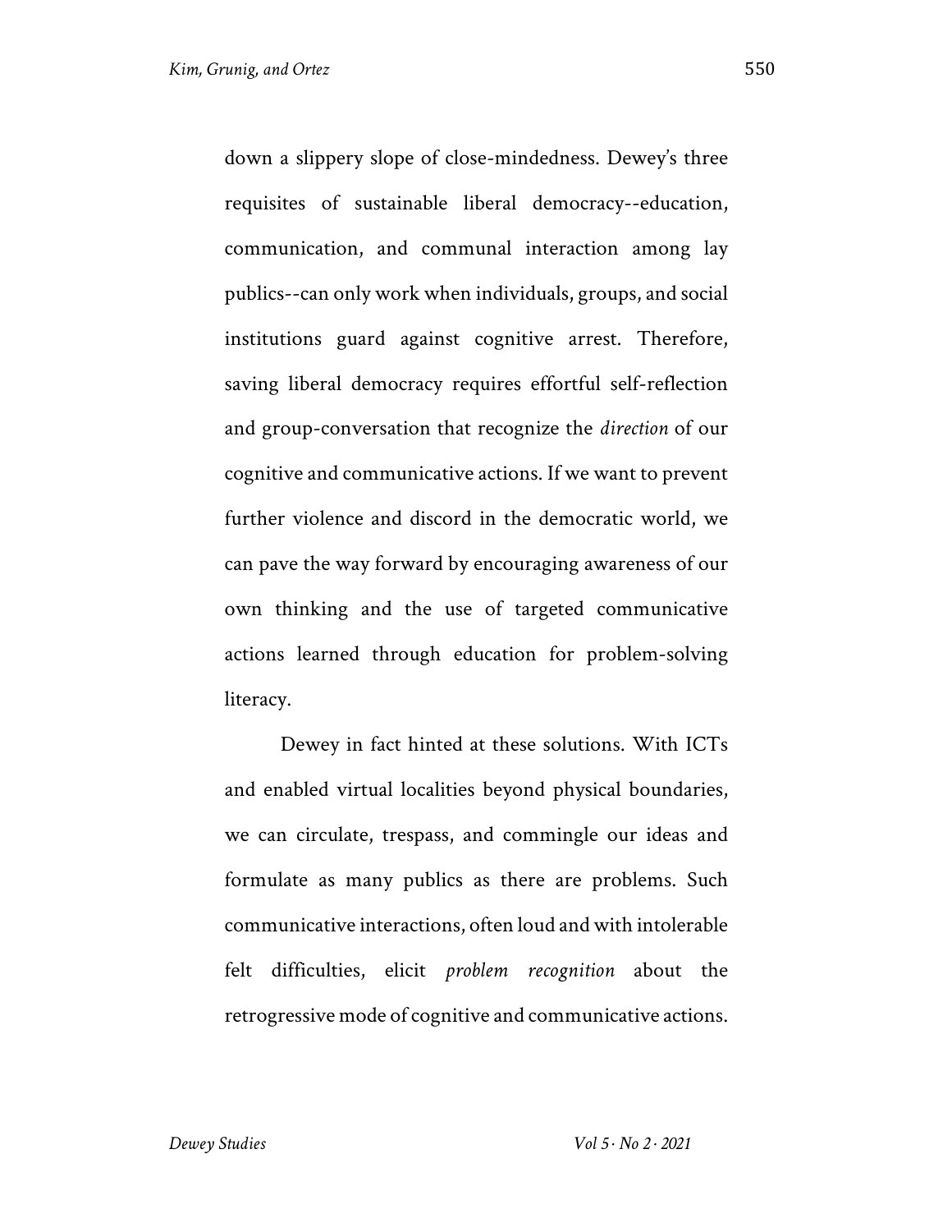down a slippery slope of close-mindedness. Dewey's three requisites of sustainable liberal democracy--education, communication, and communal interaction among lay publics--can only work when individuals, groups, and social institutions guard against cognitive arrest. Therefore, saving liberal democracy requires effortful self-reflection and group-conversation that recognize the *direction* of our cognitive and communicative actions. If we want to prevent further violence and discord in the democratic world, we can pave the way forward by encouraging awareness of our own thinking and the use of targeted communicative actions learned through education for problem-solving literacy.

Dewey in fact hinted at these solutions. With ICTs and enabled virtual localities beyond physical boundaries, we can circulate, trespass, and commingle our ideas and formulate as many publics as there are problems. Such communicative interactions, often loud and with intolerable felt difficulties, elicit *problem recognition* about the retrogressive mode of cognitive and communicative actions.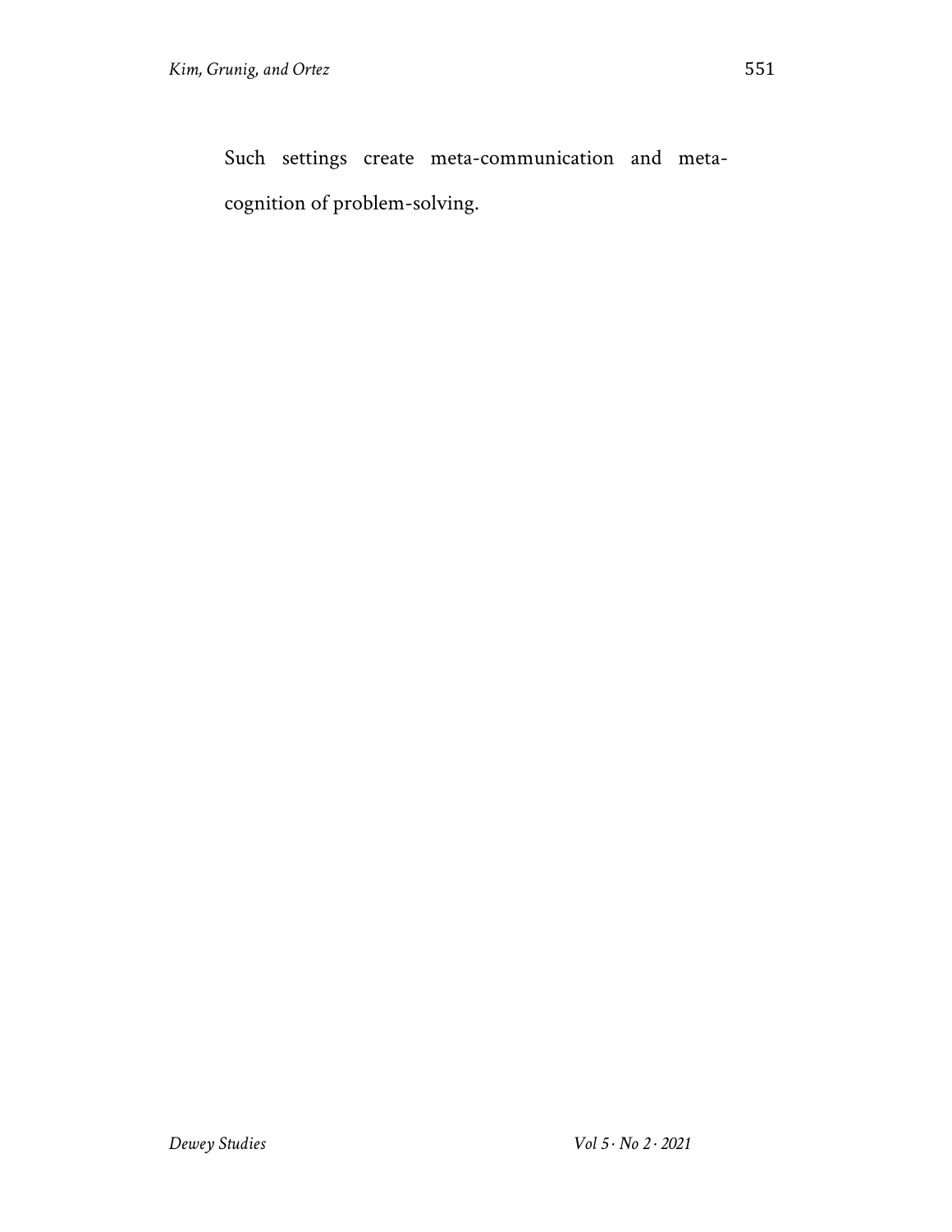Such settings create meta-communication and meta-cognition of problem-solving.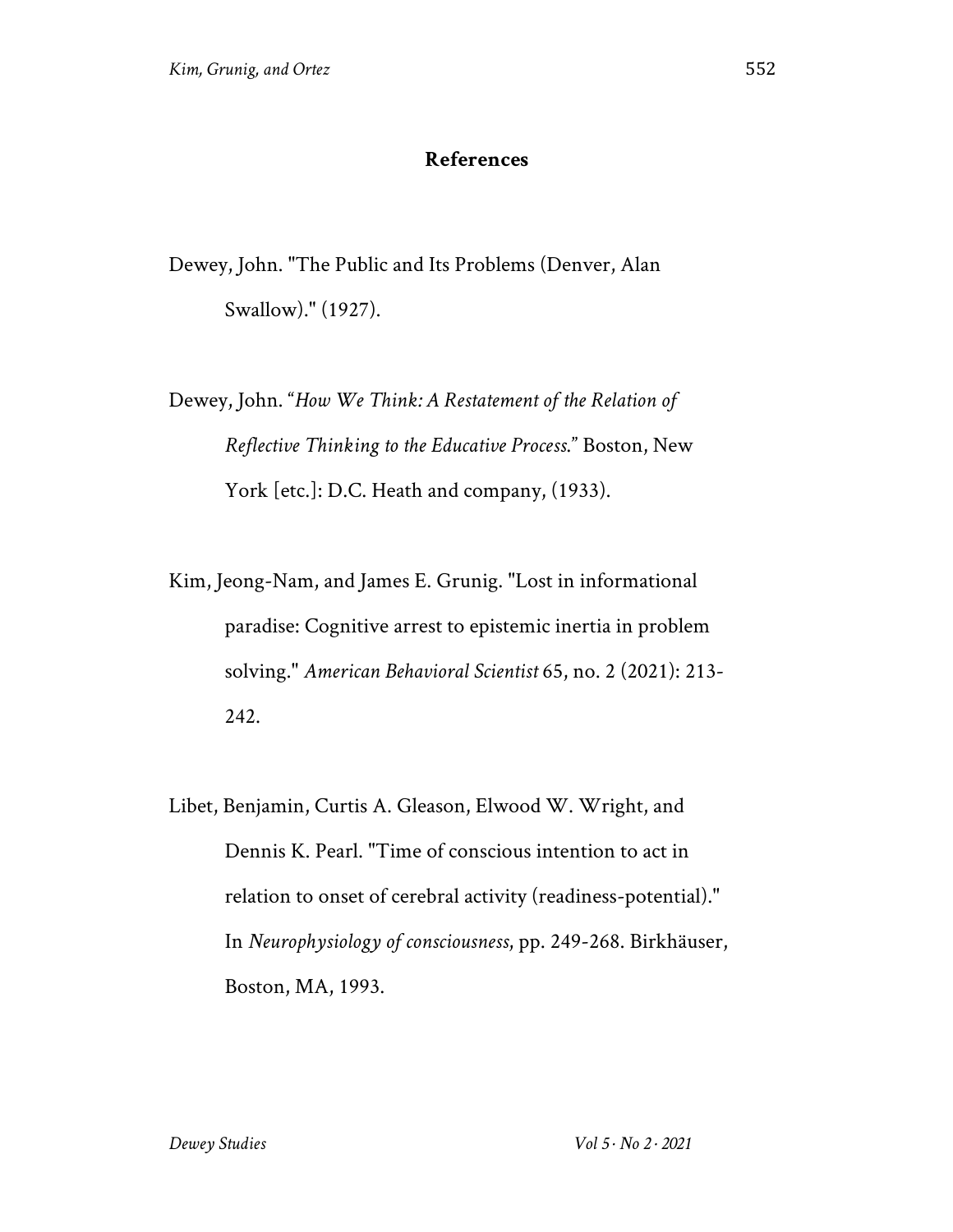## References

Dewey, John. "The Public and Its Problems (Denver, Alan Swallow)." (1927).

Dewey, John. "*How We Think: A Restatement of the Relation of Reflective Thinking to the Educative Process.*" Boston, New York [etc.]: D.C. Heath and company, (1933).

Kim, Jeong-Nam, and James E. Grunig. "Lost in informational paradise: Cognitive arrest to epistemic inertia in problem solving." *American Behavioral Scientist* 65, no. 2 (2021): 213-242.

Libet, Benjamin, Curtis A. Gleason, Elwood W. Wright, and Dennis K. Pearl. "Time of conscious intention to act in relation to onset of cerebral activity (readiness-potential)." In *Neurophysiology of consciousness*, pp. 249-268. Birkhäuser, Boston, MA, 1993.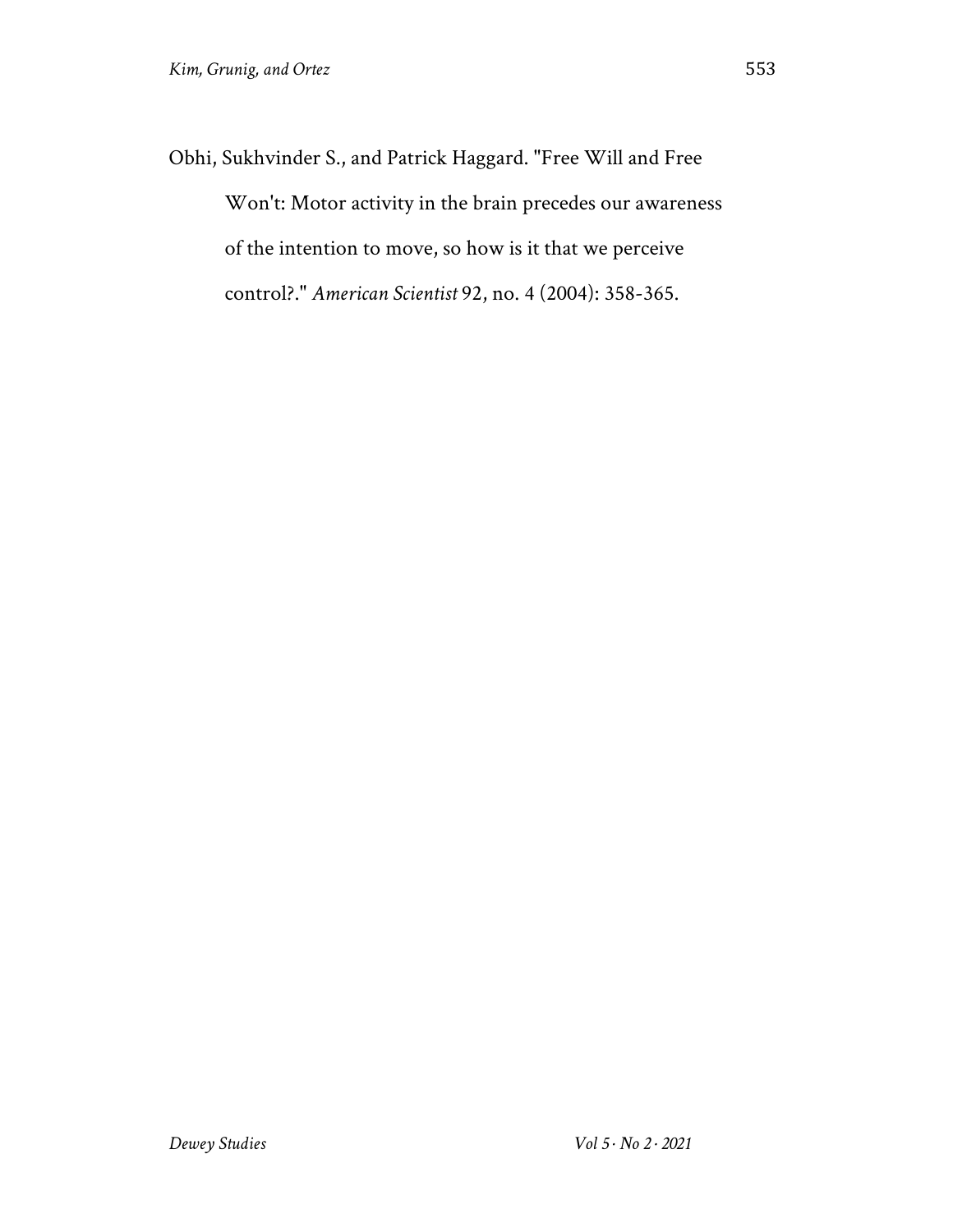Obhi, Sukhvinder S., and Patrick Haggard. "Free Will and Free Won't: Motor activity in the brain precedes our awareness of the intention to move, so how is it that we perceive control?." *American Scientist* 92, no. 4 (2004): 358-365.